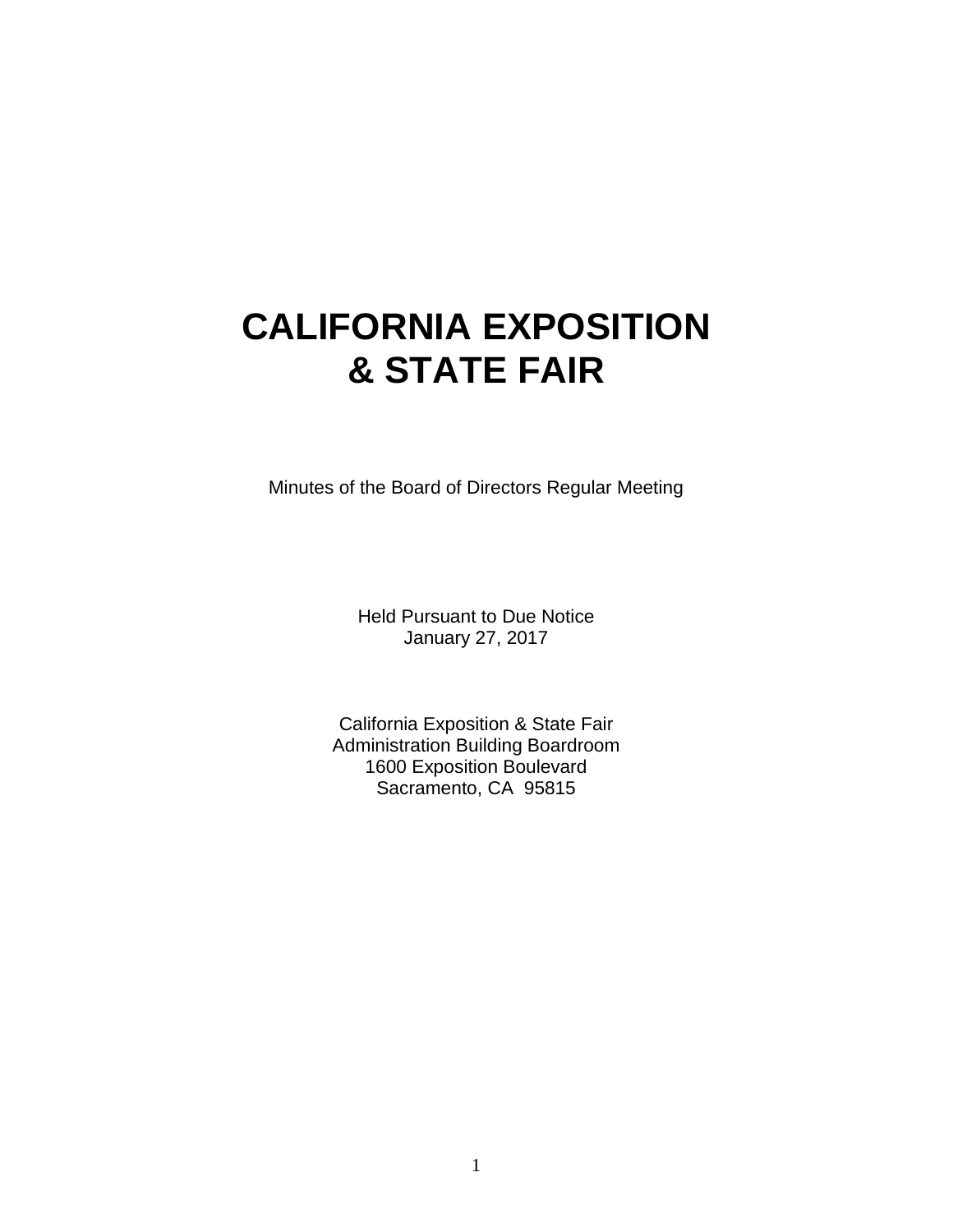# CALIFORNIA EXPOSITION & STATE FAIR

Minutes of the Board of Directors Regular Meeting

Held Pursuant to Due Notice
January 27, 2017

California Exposition & State Fair
Administration Building Boardroom
1600 Exposition Boulevard
Sacramento, CA 95815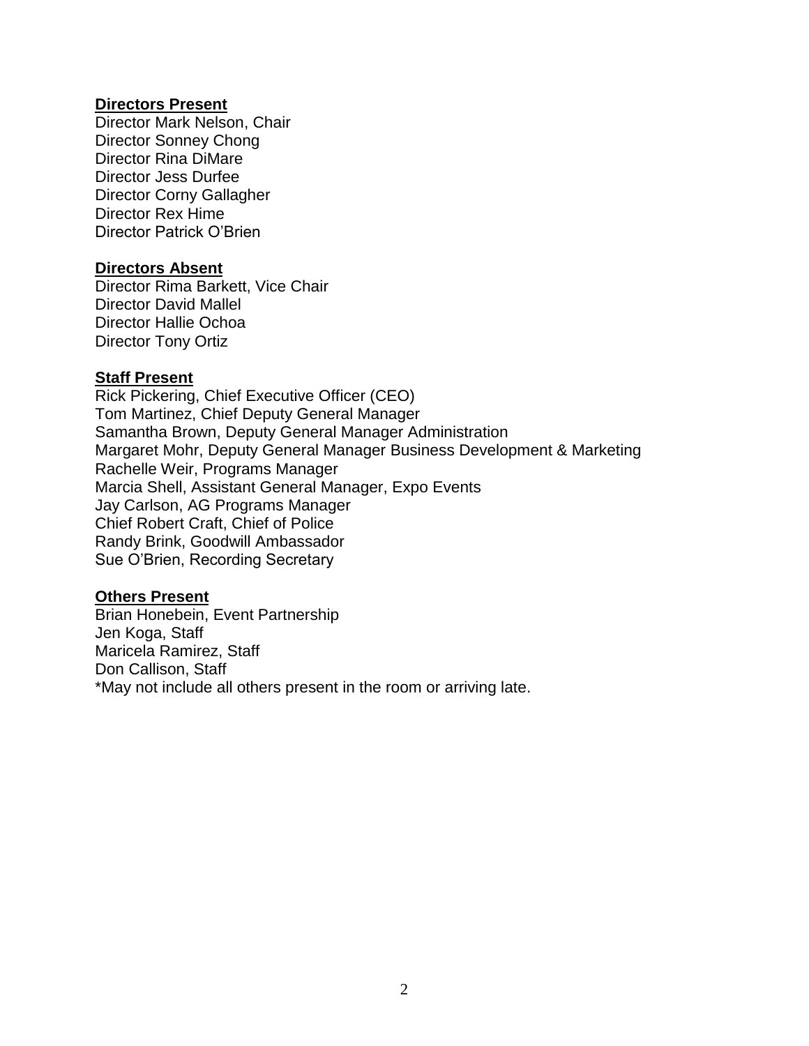**Directors Present**

Director Mark Nelson, Chair
Director Sonney Chong
Director Rina DiMare
Director Jess Durfee
Director Corny Gallagher
Director Rex Hime
Director Patrick O'Brien

**Directors Absent**

Director Rima Barkett, Vice Chair
Director David Mallel
Director Hallie Ochoa
Director Tony Ortiz

**Staff Present**

Rick Pickering, Chief Executive Officer (CEO)
Tom Martinez, Chief Deputy General Manager
Samantha Brown, Deputy General Manager Administration
Margaret Mohr, Deputy General Manager Business Development & Marketing
Rachelle Weir, Programs Manager
Marcia Shell, Assistant General Manager, Expo Events
Jay Carlson, AG Programs Manager
Chief Robert Craft, Chief of Police
Randy Brink, Goodwill Ambassador
Sue O'Brien, Recording Secretary

**Others Present**

Brian Honebein, Event Partnership
Jen Koga, Staff
Maricela Ramirez, Staff
Don Callison, Staff
*May not include all others present in the room or arriving late.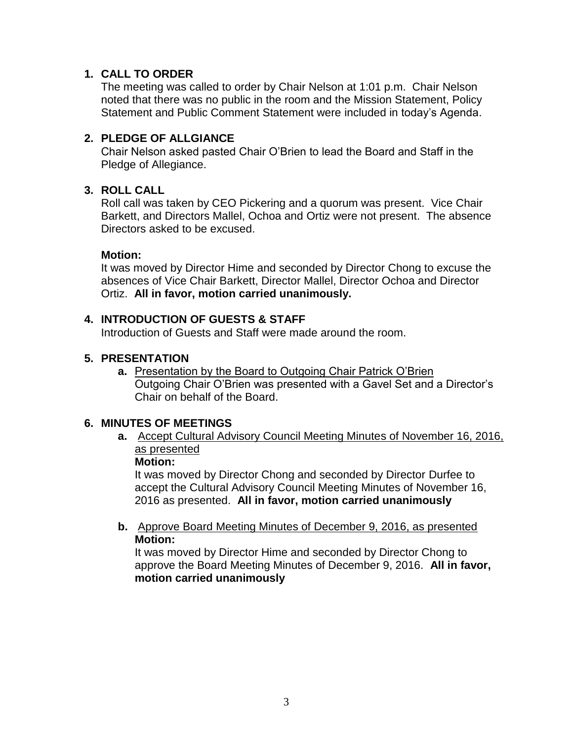1. **CALL TO ORDER**
   The meeting was called to order by Chair Nelson at 1:01 p.m. Chair Nelson noted that there was no public in the room and the Mission Statement, Policy Statement and Public Comment Statement were included in today's Agenda.

2. **PLEDGE OF ALLGIANCE**
   Chair Nelson asked pasted Chair O'Brien to lead the Board and Staff in the Pledge of Allegiance.

3. **ROLL CALL**
   Roll call was taken by CEO Pickering and a quorum was present. Vice Chair Barkett, and Directors Mallel, Ochoa and Ortiz were not present. The absence Directors asked to be excused.

   **Motion:**
   It was moved by Director Hime and seconded by Director Chong to excuse the absences of Vice Chair Barkett, Director Mallel, Director Ochoa and Director Ortiz. **All in favor, motion carried unanimously.**

4. **INTRODUCTION OF GUESTS & STAFF**
   Introduction of Guests and Staff were made around the room.

5. **PRESENTATION**
   a. Presentation by the Board to Outgoing Chair Patrick O'Brien
      Outgoing Chair O'Brien was presented with a Gavel Set and a Director's Chair on behalf of the Board.

6. **MINUTES OF MEETINGS**
   a. Accept Cultural Advisory Council Meeting Minutes of November 16, 2016, as presented
      **Motion:**
      It was moved by Director Chong and seconded by Director Durfee to accept the Cultural Advisory Council Meeting Minutes of November 16, 2016 as presented. **All in favor, motion carried unanimously**

   b. Approve Board Meeting Minutes of December 9, 2016, as presented
      **Motion:**
      It was moved by Director Hime and seconded by Director Chong to approve the Board Meeting Minutes of December 9, 2016. **All in favor, motion carried unanimously**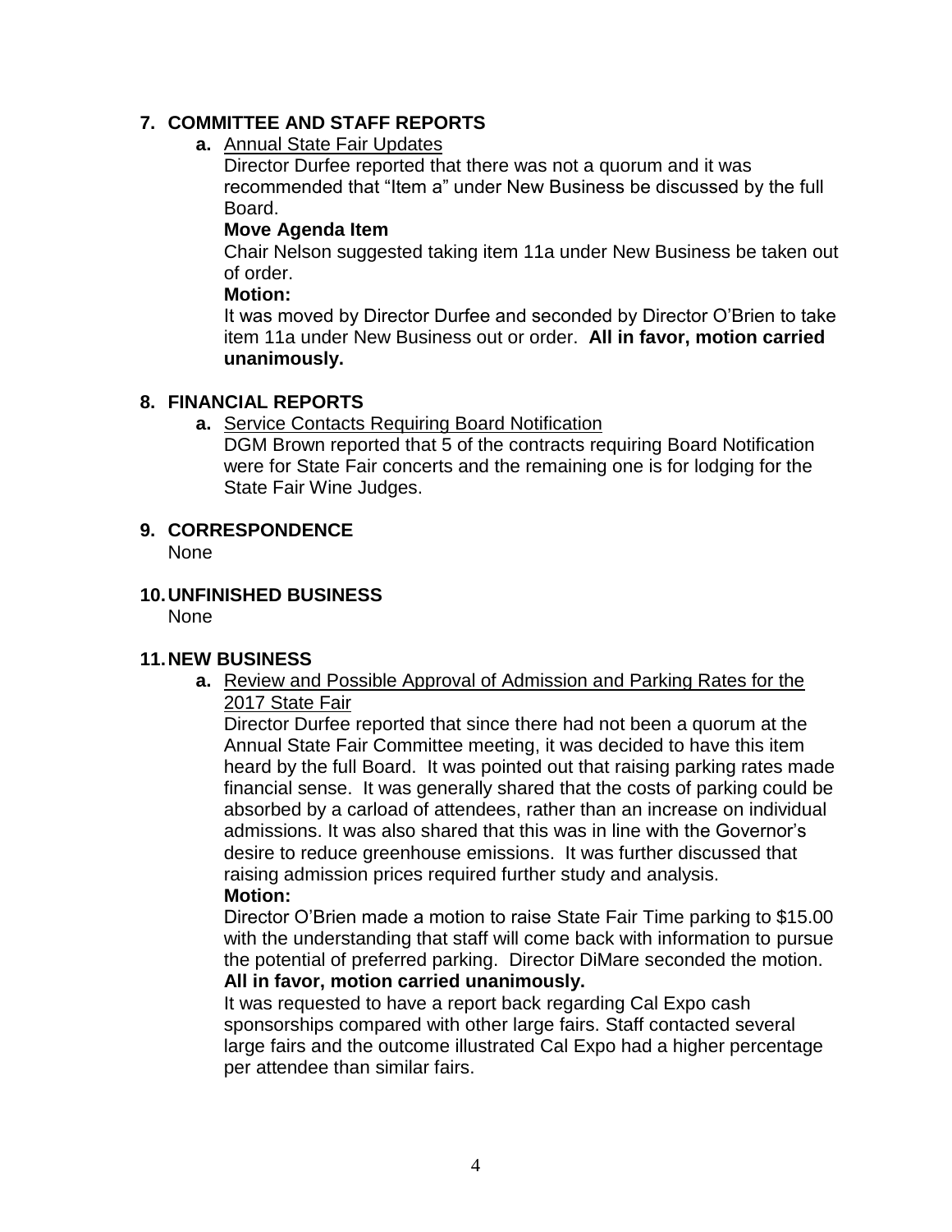## 7. COMMITTEE AND STAFF REPORTS

**a.** Annual State Fair Updates

Director Durfee reported that there was not a quorum and it was recommended that "Item a" under New Business be discussed by the full Board.

**Move Agenda Item**

Chair Nelson suggested taking item 11a under New Business be taken out of order.

**Motion:**

It was moved by Director Durfee and seconded by Director O'Brien to take item 11a under New Business out or order. **All in favor, motion carried unanimously.**

## 8. FINANCIAL REPORTS

**a.** Service Contacts Requiring Board Notification

DGM Brown reported that 5 of the contracts requiring Board Notification were for State Fair concerts and the remaining one is for lodging for the State Fair Wine Judges.

## 9. CORRESPONDENCE

None

## 10. UNFINISHED BUSINESS

None

## 11. NEW BUSINESS

**a.** Review and Possible Approval of Admission and Parking Rates for the 2017 State Fair

Director Durfee reported that since there had not been a quorum at the Annual State Fair Committee meeting, it was decided to have this item heard by the full Board. It was pointed out that raising parking rates made financial sense. It was generally shared that the costs of parking could be absorbed by a carload of attendees, rather than an increase on individual admissions. It was also shared that this was in line with the Governor's desire to reduce greenhouse emissions. It was further discussed that raising admission prices required further study and analysis.

**Motion:**

Director O'Brien made a motion to raise State Fair Time parking to $15.00 with the understanding that staff will come back with information to pursue the potential of preferred parking. Director DiMare seconded the motion. **All in favor, motion carried unanimously.**

It was requested to have a report back regarding Cal Expo cash sponsorships compared with other large fairs. Staff contacted several large fairs and the outcome illustrated Cal Expo had a higher percentage per attendee than similar fairs.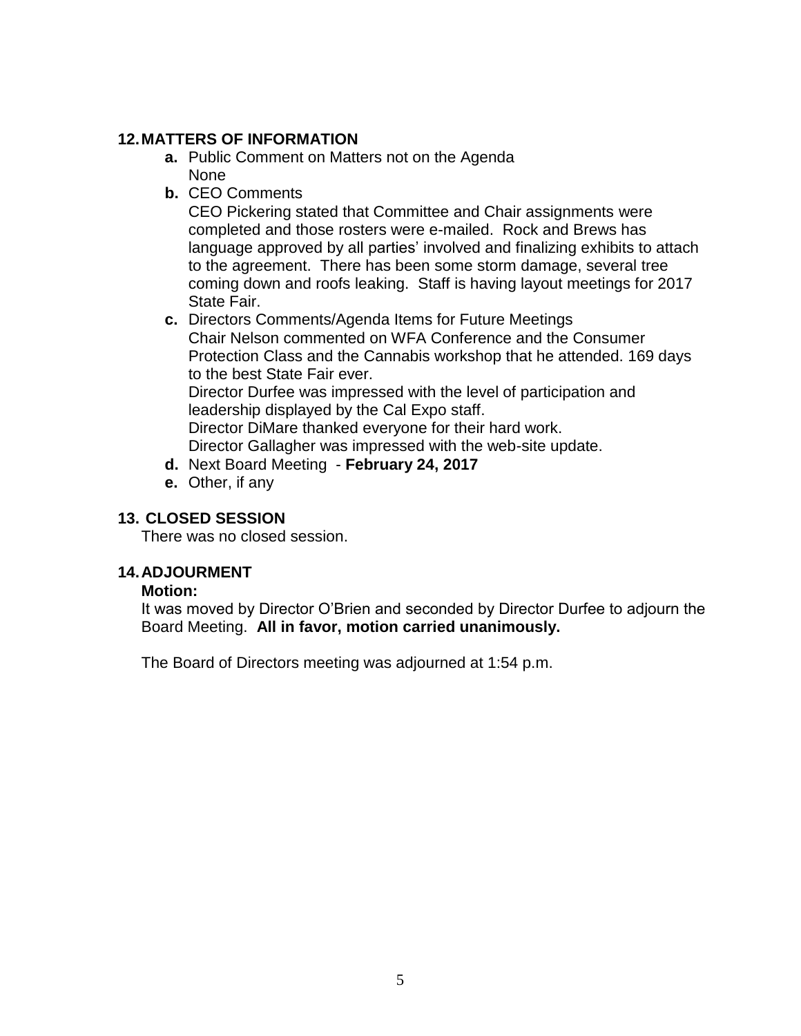## 12. MATTERS OF INFORMATION

- **a.** Public Comment on Matters not on the Agenda
  None
- **b.** CEO Comments
  CEO Pickering stated that Committee and Chair assignments were completed and those rosters were e-mailed. Rock and Brews has language approved by all parties' involved and finalizing exhibits to attach to the agreement. There has been some storm damage, several tree coming down and roofs leaking. Staff is having layout meetings for 2017 State Fair.
- **c.** Directors Comments/Agenda Items for Future Meetings
  Chair Nelson commented on WFA Conference and the Consumer Protection Class and the Cannabis workshop that he attended. 169 days to the best State Fair ever.
  Director Durfee was impressed with the level of participation and leadership displayed by the Cal Expo staff.
  Director DiMare thanked everyone for their hard work.
  Director Gallagher was impressed with the web-site update.
- **d.** Next Board Meeting - **February 24, 2017**
- **e.** Other, if any

## 13. CLOSED SESSION

There was no closed session.

## 14. ADJOURMENT

**Motion:**

It was moved by Director O'Brien and seconded by Director Durfee to adjourn the Board Meeting. **All in favor, motion carried unanimously.**

The Board of Directors meeting was adjourned at 1:54 p.m.